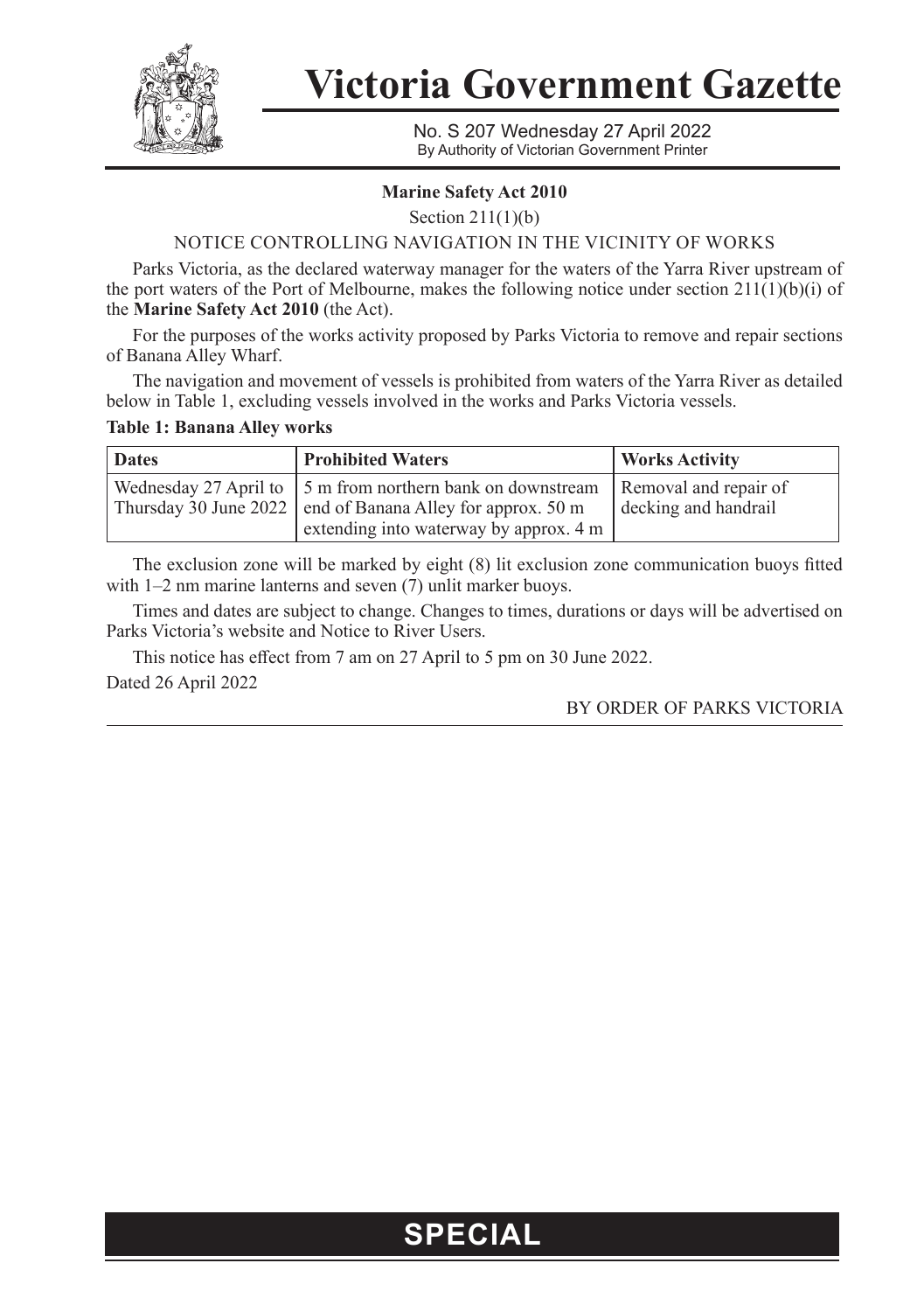# Victoria Government Gazette

No. S 207 Wednesday 27 April 2022
By Authority of Victorian Government Printer

**Marine Safety Act 2010**

Section 211(1)(b)

NOTICE CONTROLLING NAVIGATION IN THE VICINITY OF WORKS

Parks Victoria, as the declared waterway manager for the waters of the Yarra River upstream of the port waters of the Port of Melbourne, makes the following notice under section 211(1)(b)(i) of the **Marine Safety Act 2010** (the Act).

For the purposes of the works activity proposed by Parks Victoria to remove and repair sections of Banana Alley Wharf.

The navigation and movement of vessels is prohibited from waters of the Yarra River as detailed below in Table 1, excluding vessels involved in the works and Parks Victoria vessels.

**Table 1: Banana Alley works**

| Dates | Prohibited Waters | Works Activity |
| --- | --- | --- |
| Wednesday 27 April to Thursday 30 June 2022 | 5 m from northern bank on downstream end of Banana Alley for approx. 50 m extending into waterway by approx. 4 m | Removal and repair of decking and handrail |

The exclusion zone will be marked by eight (8) lit exclusion zone communication buoys fitted with 1–2 nm marine lanterns and seven (7) unlit marker buoys.

Times and dates are subject to change. Changes to times, durations or days will be advertised on Parks Victoria's website and Notice to River Users.

This notice has effect from 7 am on 27 April to 5 pm on 30 June 2022.

Dated 26 April 2022

BY ORDER OF PARKS VICTORIA

**SPECIAL**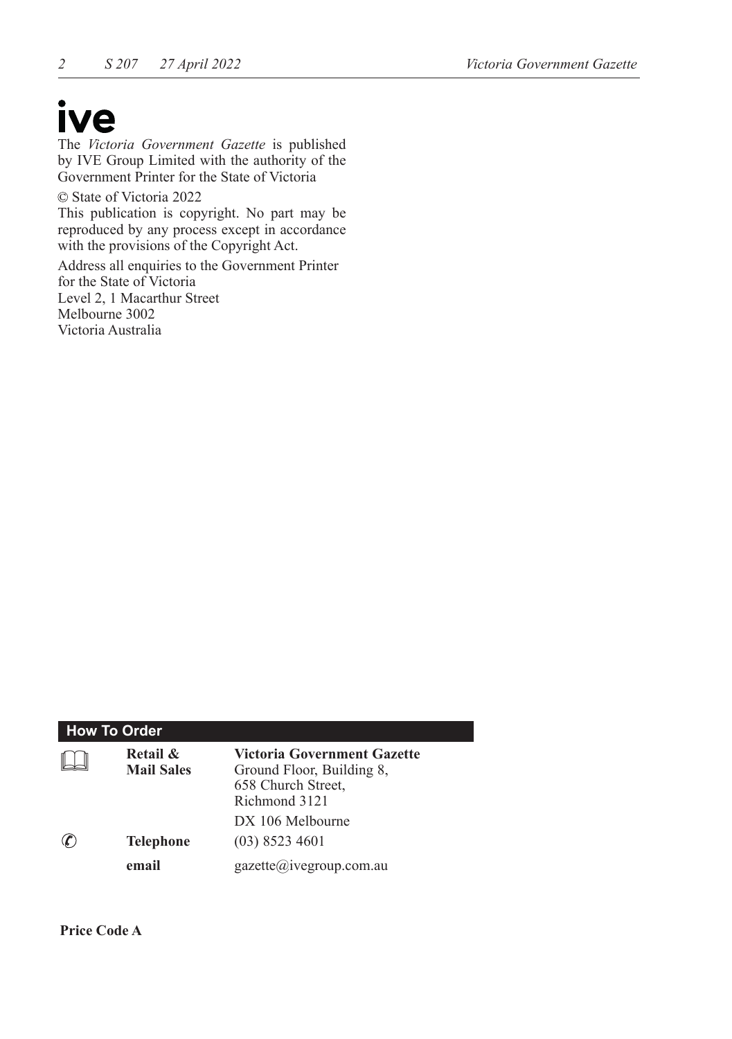ive

The *Victoria Government Gazette* is published by IVE Group Limited with the authority of the Government Printer for the State of Victoria

© State of Victoria 2022

This publication is copyright. No part may be reproduced by any process except in accordance with the provisions of the Copyright Act.

Address all enquiries to the Government Printer for the State of Victoria
Level 2, 1 Macarthur Street
Melbourne 3002
Victoria Australia

## How To Order

| | | |
|---|---|---|
| | **Retail & Mail Sales** | **Victoria Government Gazette**<br>Ground Floor, Building 8,<br>658 Church Street,<br>Richmond 3121<br>DX 106 Melbourne |
| | **Telephone** | (03) 8523 4601 |
| | **email** | gazette@ivegroup.com.au |

**Price Code A**